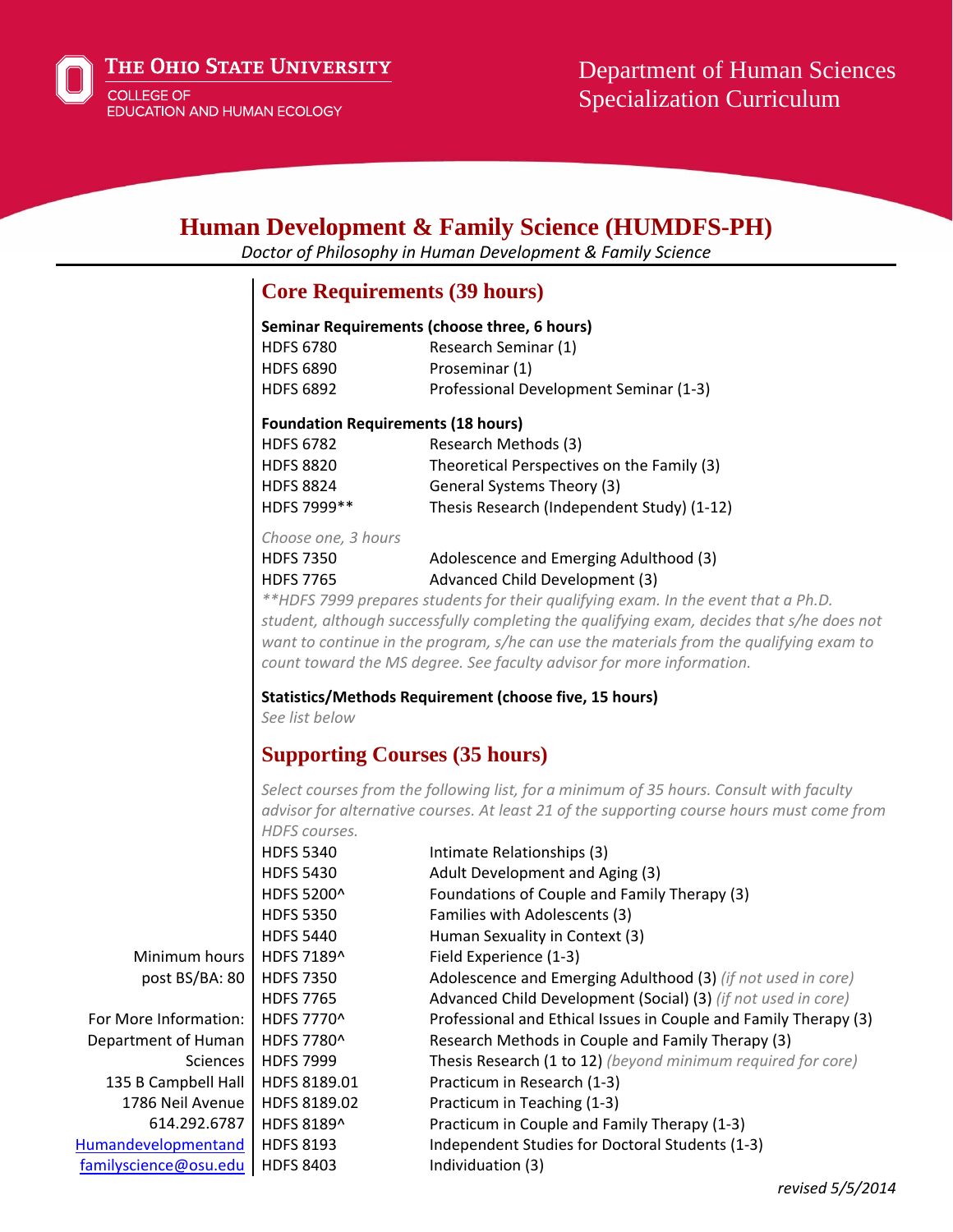The Ohio State University
College of Education and Human Ecology

Department of Human Sciences
Specialization Curriculum

# Human Development & Family Science (HUMDFS-PH)

*Doctor of Philosophy in Human Development & Family Science*

## Core Requirements (39 hours)

**Seminar Requirements (choose three, 6 hours)**

| | |
|---|---|
| HDFS 6780 | Research Seminar (1) |
| HDFS 6890 | Proseminar (1) |
| HDFS 6892 | Professional Development Seminar (1-3) |

**Foundation Requirements (18 hours)**

| | |
|---|---|
| HDFS 6782 | Research Methods (3) |
| HDFS 8820 | Theoretical Perspectives on the Family (3) |
| HDFS 8824 | General Systems Theory (3) |
| HDFS 7999** | Thesis Research (Independent Study) (1-12) |

*Choose one, 3 hours*

| | |
|---|---|
| HDFS 7350 | Adolescence and Emerging Adulthood (3) |
| HDFS 7765 | Advanced Child Development (3) |

*\*\*HDFS 7999 prepares students for their qualifying exam. In the event that a Ph.D. student, although successfully completing the qualifying exam, decides that s/he does not want to continue in the program, s/he can use the materials from the qualifying exam to count toward the MS degree. See faculty advisor for more information.*

**Statistics/Methods Requirement (choose five, 15 hours)**

*See list below*

## Supporting Courses (35 hours)

*Select courses from the following list, for a minimum of 35 hours. Consult with faculty advisor for alternative courses. At least 21 of the supporting course hours must come from HDFS courses.*

| | |
|---|---|
| HDFS 5340 | Intimate Relationships (3) |
| HDFS 5430 | Adult Development and Aging (3) |
| HDFS 5200^ | Foundations of Couple and Family Therapy (3) |
| HDFS 5350 | Families with Adolescents (3) |
| HDFS 5440 | Human Sexuality in Context (3) |
| HDFS 7189^ | Field Experience (1-3) |
| HDFS 7350 | Adolescence and Emerging Adulthood (3) *(if not used in core)* |
| HDFS 7765 | Advanced Child Development (Social) (3) *(if not used in core)* |
| HDFS 7770^ | Professional and Ethical Issues in Couple and Family Therapy (3) |
| HDFS 7780^ | Research Methods in Couple and Family Therapy (3) |
| HDFS 7999 | Thesis Research (1 to 12) *(beyond minimum required for core)* |
| HDFS 8189.01 | Practicum in Research (1-3) |
| HDFS 8189.02 | Practicum in Teaching (1-3) |
| HDFS 8189^ | Practicum in Couple and Family Therapy (1-3) |
| HDFS 8193 | Independent Studies for Doctoral Students (1-3) |
| HDFS 8403 | Individuation (3) |

Minimum hours post BS/BA: 80

For More Information:
Department of Human Sciences
135 B Campbell Hall
1786 Neil Avenue
614.292.6787
Humandevelopmentandfamilyscience@osu.edu

*revised 5/5/2014*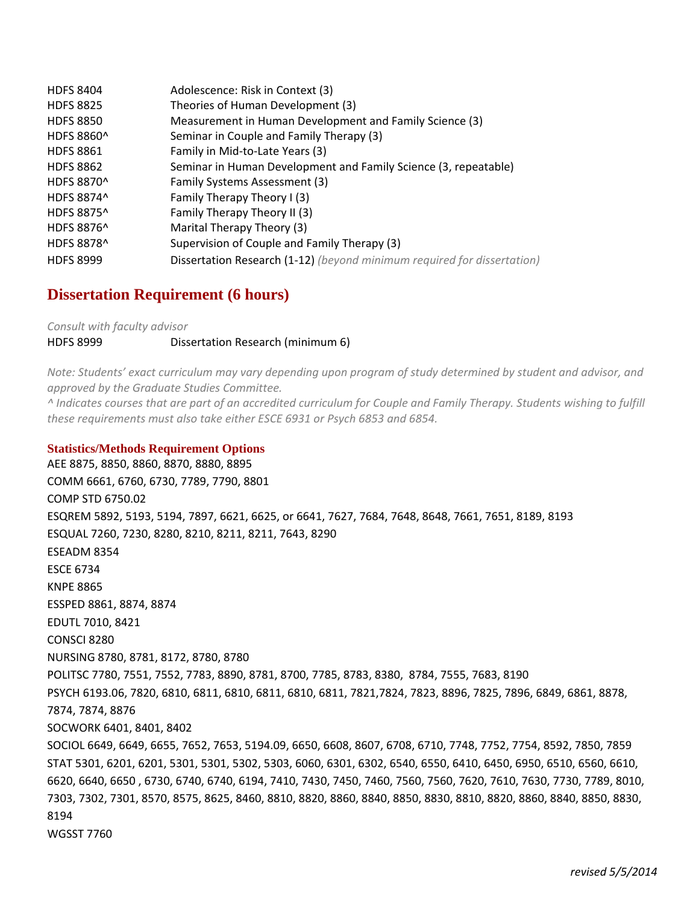| | |
|---|---|
| HDFS 8404 | Adolescence: Risk in Context (3) |
| HDFS 8825 | Theories of Human Development (3) |
| HDFS 8850 | Measurement in Human Development and Family Science (3) |
| HDFS 8860^ | Seminar in Couple and Family Therapy (3) |
| HDFS 8861 | Family in Mid-to-Late Years (3) |
| HDFS 8862 | Seminar in Human Development and Family Science (3, repeatable) |
| HDFS 8870^ | Family Systems Assessment (3) |
| HDFS 8874^ | Family Therapy Theory I (3) |
| HDFS 8875^ | Family Therapy Theory II (3) |
| HDFS 8876^ | Marital Therapy Theory (3) |
| HDFS 8878^ | Supervision of Couple and Family Therapy (3) |
| HDFS 8999 | Dissertation Research (1-12) *(beyond minimum required for dissertation)* |

## Dissertation Requirement (6 hours)

*Consult with faculty advisor*

| | |
|---|---|
| HDFS 8999 | Dissertation Research (minimum 6) |

*Note: Students' exact curriculum may vary depending upon program of study determined by student and advisor, and approved by the Graduate Studies Committee.*

*^ Indicates courses that are part of an accredited curriculum for Couple and Family Therapy. Students wishing to fulfill these requirements must also take either ESCE 6931 or Psych 6853 and 6854.*

### Statistics/Methods Requirement Options

AEE 8875, 8850, 8860, 8870, 8880, 8895

COMM 6661, 6760, 6730, 7789, 7790, 8801

COMP STD 6750.02

ESQREM 5892, 5193, 5194, 7897, 6621, 6625, or 6641, 7627, 7684, 7648, 8648, 7661, 7651, 8189, 8193

ESQUAL 7260, 7230, 8280, 8210, 8211, 8211, 7643, 8290

ESEADM 8354

ESCE 6734

KNPE 8865

ESSPED 8861, 8874, 8874

EDUTL 7010, 8421

CONSCI 8280

NURSING 8780, 8781, 8172, 8780, 8780

POLITSC 7780, 7551, 7552, 7783, 8890, 8781, 8700, 7785, 8783, 8380, 8784, 7555, 7683, 8190

PSYCH 6193.06, 7820, 6810, 6811, 6810, 6811, 6810, 6811, 7821,7824, 7823, 8896, 7825, 7896, 6849, 6861, 8878, 7874, 7874, 8876

SOCWORK 6401, 8401, 8402

SOCIOL 6649, 6649, 6655, 7652, 7653, 5194.09, 6650, 6608, 8607, 6708, 6710, 7748, 7752, 7754, 8592, 7850, 7859

STAT 5301, 6201, 6201, 5301, 5301, 5302, 5303, 6060, 6301, 6302, 6540, 6550, 6410, 6450, 6950, 6510, 6560, 6610, 6620, 6640, 6650 , 6730, 6740, 6740, 6194, 7410, 7430, 7450, 7460, 7560, 7560, 7620, 7610, 7630, 7730, 7789, 8010, 7303, 7302, 7301, 8570, 8575, 8625, 8460, 8810, 8820, 8860, 8840, 8850, 8830, 8810, 8820, 8860, 8840, 8850, 8830, 8194

WGSST 7760

*revised 5/5/2014*